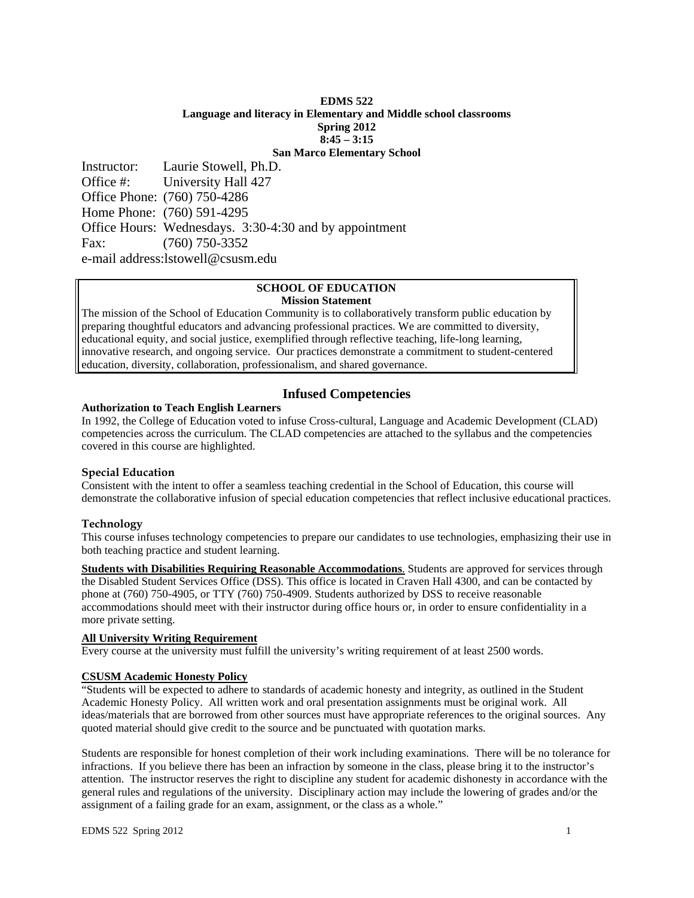**EDMS 522**
**Language and literacy in Elementary and Middle school classrooms**
**Spring 2012**
**8:45 – 3:15**
**San Marco Elementary School**

Instructor: Laurie Stowell, Ph.D.
Office #: University Hall 427
Office Phone: (760) 750-4286
Home Phone: (760) 591-4295
Office Hours: Wednesdays. 3:30-4:30 and by appointment
Fax: (760) 750-3352
e-mail address:lstowell@csusm.edu

**SCHOOL OF EDUCATION**
**Mission Statement**

The mission of the School of Education Community is to collaboratively transform public education by preparing thoughtful educators and advancing professional practices. We are committed to diversity, educational equity, and social justice, exemplified through reflective teaching, life-long learning, innovative research, and ongoing service. Our practices demonstrate a commitment to student-centered education, diversity, collaboration, professionalism, and shared governance.

## Infused Competencies

**Authorization to Teach English Learners**

In 1992, the College of Education voted to infuse Cross-cultural, Language and Academic Development (CLAD) competencies across the curriculum. The CLAD competencies are attached to the syllabus and the competencies covered in this course are highlighted.

**Special Education**

Consistent with the intent to offer a seamless teaching credential in the School of Education, this course will demonstrate the collaborative infusion of special education competencies that reflect inclusive educational practices.

**Technology**

This course infuses technology competencies to prepare our candidates to use technologies, emphasizing their use in both teaching practice and student learning.

**Students with Disabilities Requiring Reasonable Accommodations**. Students are approved for services through the Disabled Student Services Office (DSS). This office is located in Craven Hall 4300, and can be contacted by phone at (760) 750-4905, or TTY (760) 750-4909. Students authorized by DSS to receive reasonable accommodations should meet with their instructor during office hours or, in order to ensure confidentiality in a more private setting.

**All University Writing Requirement**

Every course at the university must fulfill the university's writing requirement of at least 2500 words.

**CSUSM Academic Honesty Policy**

"Students will be expected to adhere to standards of academic honesty and integrity, as outlined in the Student Academic Honesty Policy. All written work and oral presentation assignments must be original work. All ideas/materials that are borrowed from other sources must have appropriate references to the original sources. Any quoted material should give credit to the source and be punctuated with quotation marks.

Students are responsible for honest completion of their work including examinations. There will be no tolerance for infractions. If you believe there has been an infraction by someone in the class, please bring it to the instructor's attention. The instructor reserves the right to discipline any student for academic dishonesty in accordance with the general rules and regulations of the university. Disciplinary action may include the lowering of grades and/or the assignment of a failing grade for an exam, assignment, or the class as a whole."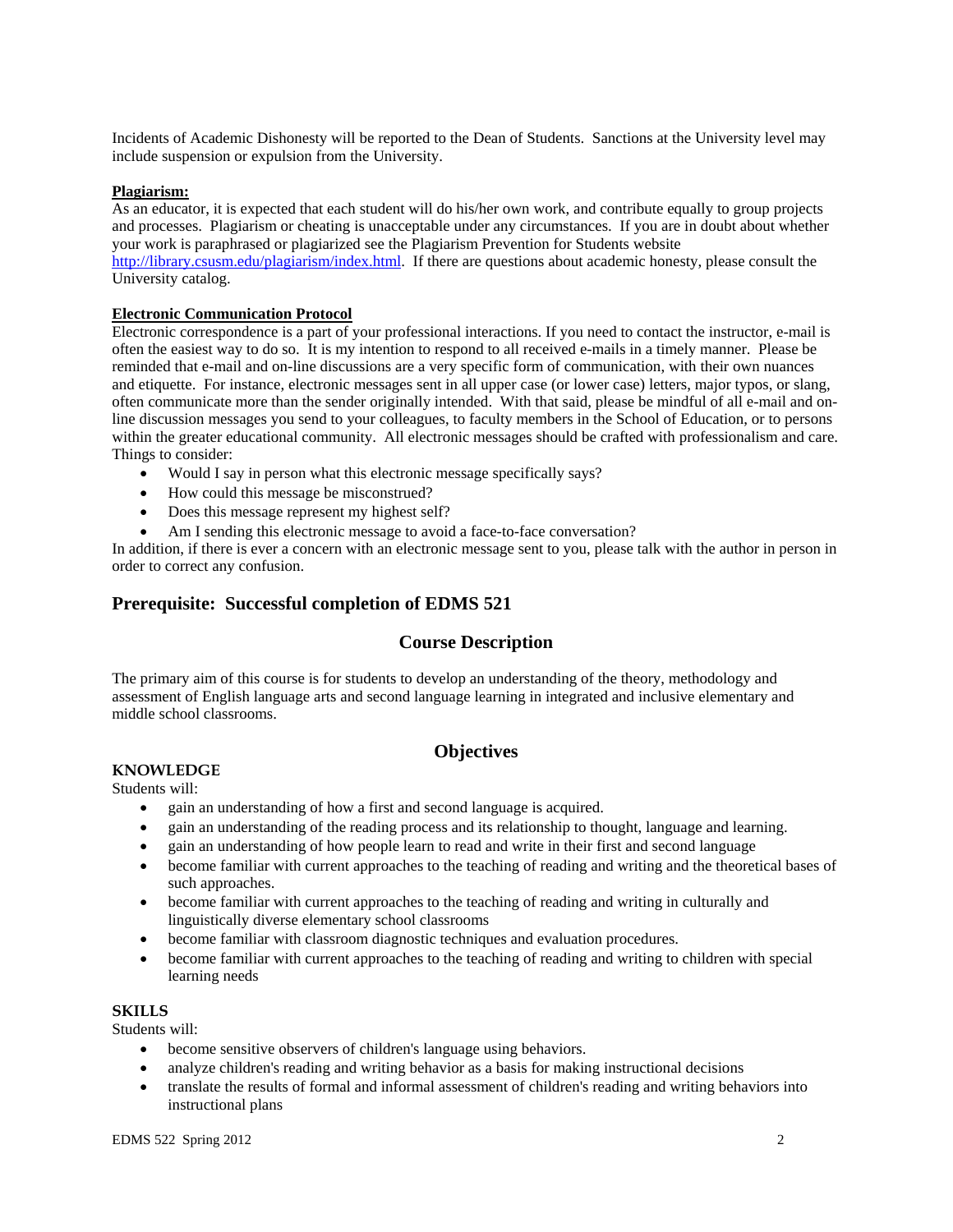Incidents of Academic Dishonesty will be reported to the Dean of Students. Sanctions at the University level may include suspension or expulsion from the University.

**Plagiarism:**
As an educator, it is expected that each student will do his/her own work, and contribute equally to group projects and processes. Plagiarism or cheating is unacceptable under any circumstances. If you are in doubt about whether your work is paraphrased or plagiarized see the Plagiarism Prevention for Students website http://library.csusm.edu/plagiarism/index.html. If there are questions about academic honesty, please consult the University catalog.

**Electronic Communication Protocol**
Electronic correspondence is a part of your professional interactions. If you need to contact the instructor, e-mail is often the easiest way to do so. It is my intention to respond to all received e-mails in a timely manner. Please be reminded that e-mail and on-line discussions are a very specific form of communication, with their own nuances and etiquette. For instance, electronic messages sent in all upper case (or lower case) letters, major typos, or slang, often communicate more than the sender originally intended. With that said, please be mindful of all e-mail and on-line discussion messages you send to your colleagues, to faculty members in the School of Education, or to persons within the greater educational community. All electronic messages should be crafted with professionalism and care. Things to consider:

- Would I say in person what this electronic message specifically says?
- How could this message be misconstrued?
- Does this message represent my highest self?
- Am I sending this electronic message to avoid a face-to-face conversation?

In addition, if there is ever a concern with an electronic message sent to you, please talk with the author in person in order to correct any confusion.

## Prerequisite: Successful completion of EDMS 521

## Course Description

The primary aim of this course is for students to develop an understanding of the theory, methodology and assessment of English language arts and second language learning in integrated and inclusive elementary and middle school classrooms.

## Objectives

**KNOWLEDGE**
Students will:

- gain an understanding of how a first and second language is acquired.
- gain an understanding of the reading process and its relationship to thought, language and learning.
- gain an understanding of how people learn to read and write in their first and second language
- become familiar with current approaches to the teaching of reading and writing and the theoretical bases of such approaches.
- become familiar with current approaches to the teaching of reading and writing in culturally and linguistically diverse elementary school classrooms
- become familiar with classroom diagnostic techniques and evaluation procedures.
- become familiar with current approaches to the teaching of reading and writing to children with special learning needs

**SKILLS**
Students will:

- become sensitive observers of children's language using behaviors.
- analyze children's reading and writing behavior as a basis for making instructional decisions
- translate the results of formal and informal assessment of children's reading and writing behaviors into instructional plans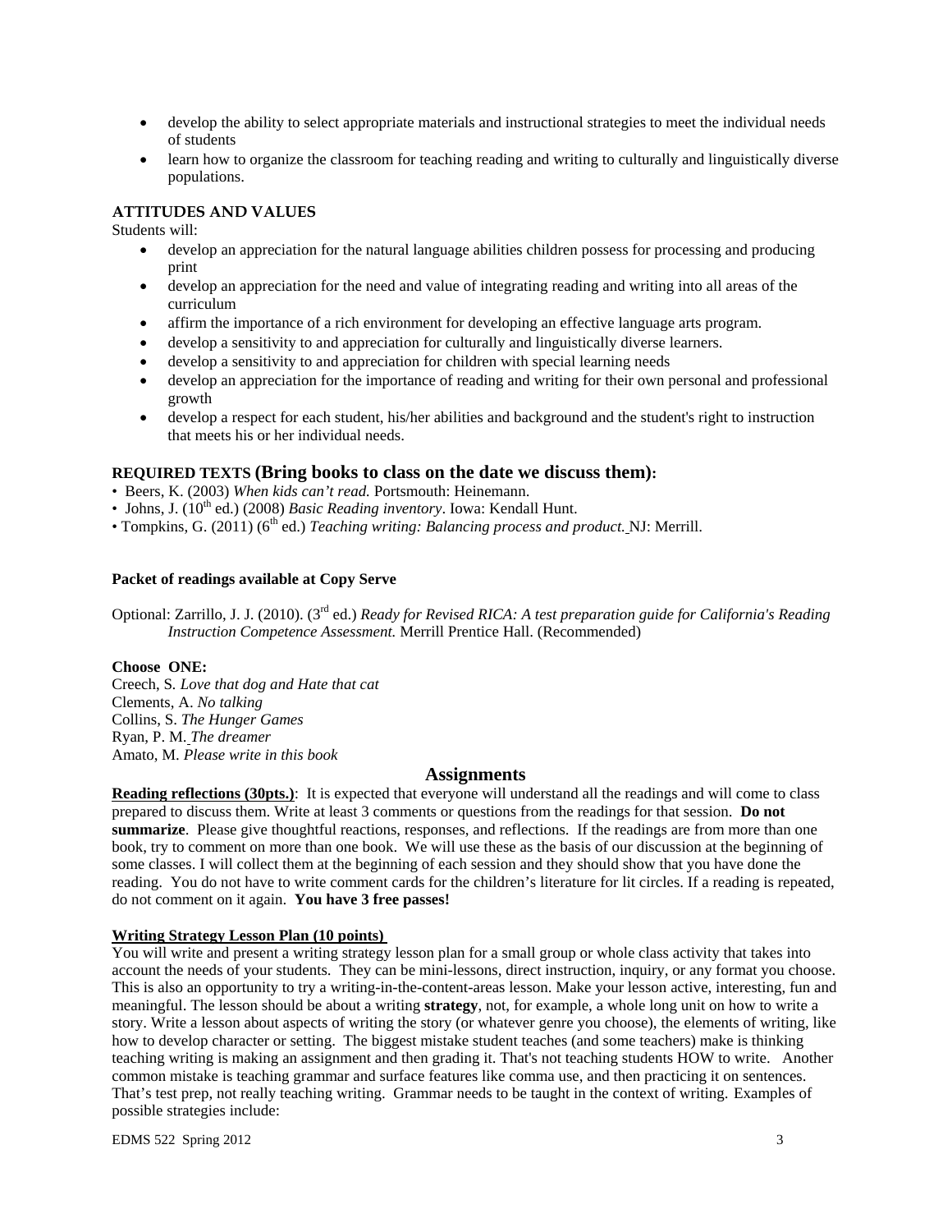- develop the ability to select appropriate materials and instructional strategies to meet the individual needs of students
- learn how to organize the classroom for teaching reading and writing to culturally and linguistically diverse populations.

### ATTITUDES AND VALUES

Students will:

- develop an appreciation for the natural language abilities children possess for processing and producing print
- develop an appreciation for the need and value of integrating reading and writing into all areas of the curriculum
- affirm the importance of a rich environment for developing an effective language arts program.
- develop a sensitivity to and appreciation for culturally and linguistically diverse learners.
- develop a sensitivity to and appreciation for children with special learning needs
- develop an appreciation for the importance of reading and writing for their own personal and professional growth
- develop a respect for each student, his/her abilities and background and the student's right to instruction that meets his or her individual needs.

### REQUIRED TEXTS (Bring books to class on the date we discuss them):

- Beers, K. (2003) *When kids can't read.* Portsmouth: Heinemann.
- Johns, J. (10th ed.) (2008) *Basic Reading inventory*. Iowa: Kendall Hunt.
- Tompkins, G. (2011) (6th ed.) *Teaching writing: Balancing process and product.* NJ: Merrill.

**Packet of readings available at Copy Serve**

Optional: Zarrillo, J. J. (2010). (3rd ed.) *Ready for Revised RICA: A test preparation guide for California's Reading Instruction Competence Assessment.* Merrill Prentice Hall. (Recommended)

**Choose ONE:**

Creech, S. *Love that dog and Hate that cat*
Clements, A. *No talking*
Collins, S. *The Hunger Games*
Ryan, P. M. *The dreamer*
Amato, M. *Please write in this book*

## Assignments

**Reading reflections (30pts.)**: It is expected that everyone will understand all the readings and will come to class prepared to discuss them. Write at least 3 comments or questions from the readings for that session. **Do not summarize**. Please give thoughtful reactions, responses, and reflections. If the readings are from more than one book, try to comment on more than one book. We will use these as the basis of our discussion at the beginning of some classes. I will collect them at the beginning of each session and they should show that you have done the reading. You do not have to write comment cards for the children's literature for lit circles. If a reading is repeated, do not comment on it again. **You have 3 free passes!**

**Writing Strategy Lesson Plan (10 points)**

You will write and present a writing strategy lesson plan for a small group or whole class activity that takes into account the needs of your students. They can be mini-lessons, direct instruction, inquiry, or any format you choose. This is also an opportunity to try a writing-in-the-content-areas lesson. Make your lesson active, interesting, fun and meaningful. The lesson should be about a writing **strategy**, not, for example, a whole long unit on how to write a story. Write a lesson about aspects of writing the story (or whatever genre you choose), the elements of writing, like how to develop character or setting. The biggest mistake student teaches (and some teachers) make is thinking teaching writing is making an assignment and then grading it. That's not teaching students HOW to write. Another common mistake is teaching grammar and surface features like comma use, and then practicing it on sentences. That's test prep, not really teaching writing. Grammar needs to be taught in the context of writing. Examples of possible strategies include: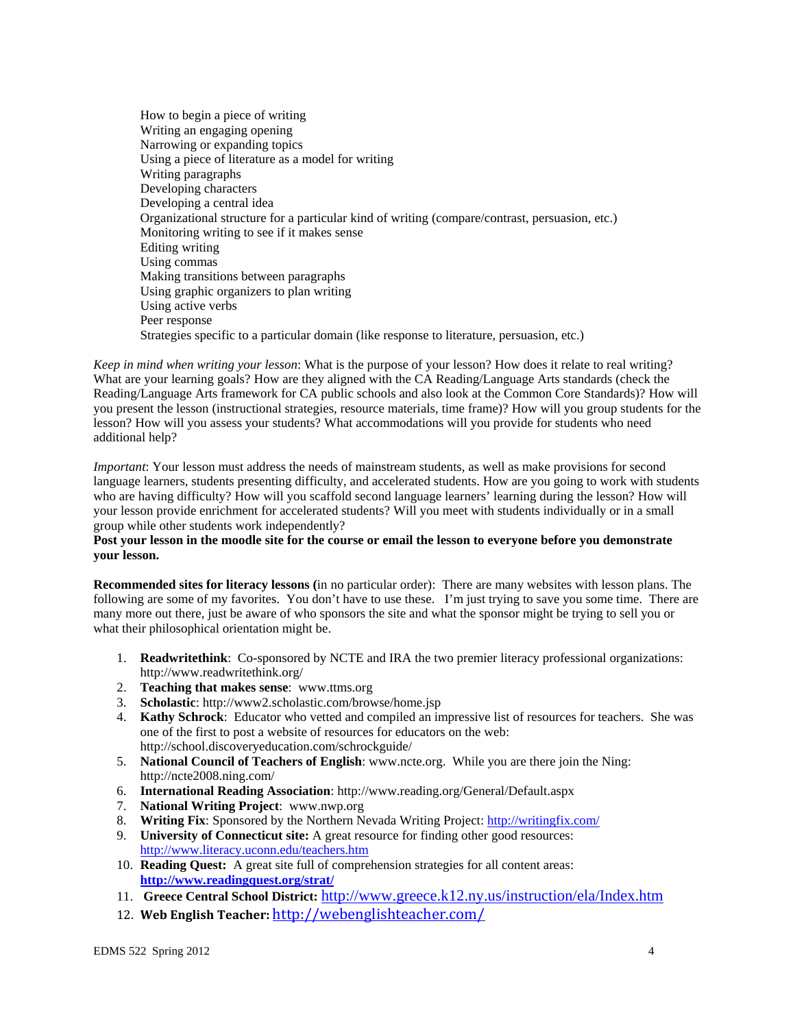How to begin a piece of writing
Writing an engaging opening
Narrowing or expanding topics
Using a piece of literature as a model for writing
Writing paragraphs
Developing characters
Developing a central idea
Organizational structure for a particular kind of writing (compare/contrast, persuasion, etc.)
Monitoring writing to see if it makes sense
Editing writing
Using commas
Making transitions between paragraphs
Using graphic organizers to plan writing
Using active verbs
Peer response
Strategies specific to a particular domain (like response to literature, persuasion, etc.)

*Keep in mind when writing your lesson*: What is the purpose of your lesson? How does it relate to real writing? What are your learning goals? How are they aligned with the CA Reading/Language Arts standards (check the Reading/Language Arts framework for CA public schools and also look at the Common Core Standards)? How will you present the lesson (instructional strategies, resource materials, time frame)? How will you group students for the lesson? How will you assess your students? What accommodations will you provide for students who need additional help?

*Important*: Your lesson must address the needs of mainstream students, as well as make provisions for second language learners, students presenting difficulty, and accelerated students. How are you going to work with students who are having difficulty? How will you scaffold second language learners' learning during the lesson? How will your lesson provide enrichment for accelerated students? Will you meet with students individually or in a small group while other students work independently?

**Post your lesson in the moodle site for the course or email the lesson to everyone before you demonstrate your lesson.**

**Recommended sites for literacy lessons (**in no particular order): There are many websites with lesson plans. The following are some of my favorites. You don't have to use these. I'm just trying to save you some time. There are many more out there, just be aware of who sponsors the site and what the sponsor might be trying to sell you or what their philosophical orientation might be.

1. **Readwritethink**: Co-sponsored by NCTE and IRA the two premier literacy professional organizations: http://www.readwritethink.org/
2. **Teaching that makes sense**: www.ttms.org
3. **Scholastic**: http://www2.scholastic.com/browse/home.jsp
4. **Kathy Schrock**: Educator who vetted and compiled an impressive list of resources for teachers. She was one of the first to post a website of resources for educators on the web: http://school.discoveryeducation.com/schrockguide/
5. **National Council of Teachers of English**: www.ncte.org. While you are there join the Ning: http://ncte2008.ning.com/
6. **International Reading Association**: http://www.reading.org/General/Default.aspx
7. **National Writing Project**: www.nwp.org
8. **Writing Fix**: Sponsored by the Northern Nevada Writing Project: http://writingfix.com/
9. **University of Connecticut site:** A great resource for finding other good resources: http://www.literacy.uconn.edu/teachers.htm
10. **Reading Quest:** A great site full of comprehension strategies for all content areas: **http://www.readingquest.org/strat/**
11. **Greece Central School District:** http://www.greece.k12.ny.us/instruction/ela/Index.htm
12. **Web English Teacher:** http://webenglishteacher.com/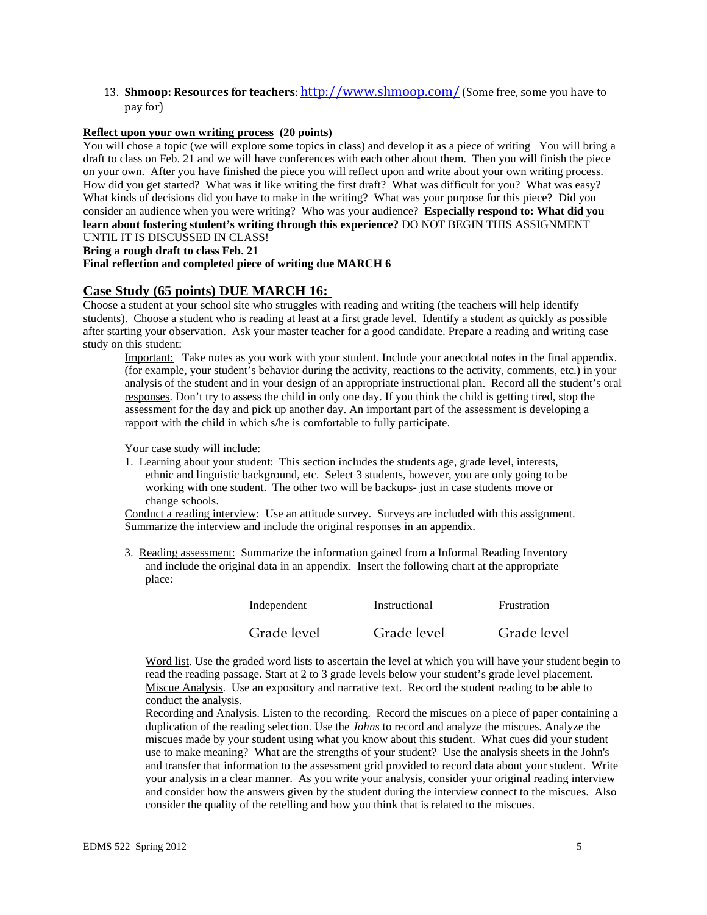13. **Shmoop: Resources for teachers**: http://www.shmoop.com/ (Some free, some you have to pay for)

**Reflect upon your own writing process (20 points)**

You will chose a topic (we will explore some topics in class) and develop it as a piece of writing You will bring a draft to class on Feb. 21 and we will have conferences with each other about them. Then you will finish the piece on your own. After you have finished the piece you will reflect upon and write about your own writing process. How did you get started? What was it like writing the first draft? What was difficult for you? What was easy? What kinds of decisions did you have to make in the writing? What was your purpose for this piece? Did you consider an audience when you were writing? Who was your audience? **Especially respond to: What did you learn about fostering student's writing through this experience?** DO NOT BEGIN THIS ASSIGNMENT UNTIL IT IS DISCUSSED IN CLASS!

**Bring a rough draft to class Feb. 21**

**Final reflection and completed piece of writing due MARCH 6**

## Case Study (65 points) DUE MARCH 16:

Choose a student at your school site who struggles with reading and writing (the teachers will help identify students). Choose a student who is reading at least at a first grade level. Identify a student as quickly as possible after starting your observation. Ask your master teacher for a good candidate. Prepare a reading and writing case study on this student:

Important: Take notes as you work with your student. Include your anecdotal notes in the final appendix. (for example, your student's behavior during the activity, reactions to the activity, comments, etc.) in your analysis of the student and in your design of an appropriate instructional plan. Record all the student's oral responses. Don't try to assess the child in only one day. If you think the child is getting tired, stop the assessment for the day and pick up another day. An important part of the assessment is developing a rapport with the child in which s/he is comfortable to fully participate.

Your case study will include:

1. Learning about your student: This section includes the students age, grade level, interests, ethnic and linguistic background, etc. Select 3 students, however, you are only going to be working with one student. The other two will be backups- just in case students move or change schools.

Conduct a reading interview: Use an attitude survey. Surveys are included with this assignment. Summarize the interview and include the original responses in an appendix.

3. Reading assessment: Summarize the information gained from a Informal Reading Inventory and include the original data in an appendix. Insert the following chart at the appropriate place:

| Independent | Instructional | Frustration |
|---|---|---|
| Grade level | Grade level | Grade level |

Word list. Use the graded word lists to ascertain the level at which you will have your student begin to read the reading passage. Start at 2 to 3 grade levels below your student's grade level placement.

Miscue Analysis. Use an expository and narrative text. Record the student reading to be able to conduct the analysis.

Recording and Analysis. Listen to the recording. Record the miscues on a piece of paper containing a duplication of the reading selection. Use the *Johns* to record and analyze the miscues. Analyze the miscues made by your student using what you know about this student. What cues did your student use to make meaning? What are the strengths of your student? Use the analysis sheets in the John's and transfer that information to the assessment grid provided to record data about your student. Write your analysis in a clear manner. As you write your analysis, consider your original reading interview and consider how the answers given by the student during the interview connect to the miscues. Also consider the quality of the retelling and how you think that is related to the miscues.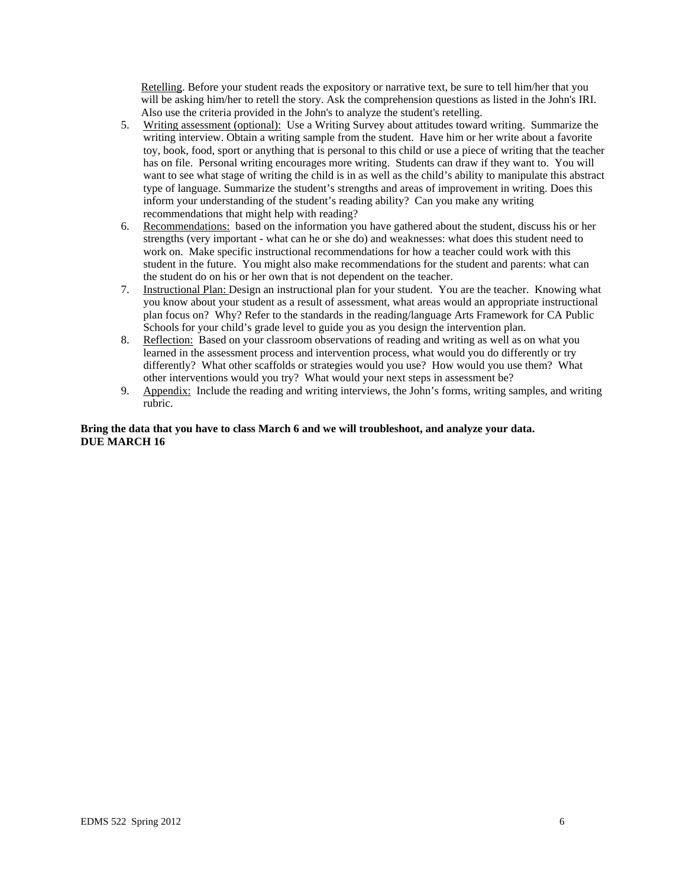Retelling. Before your student reads the expository or narrative text, be sure to tell him/her that you will be asking him/her to retell the story. Ask the comprehension questions as listed in the John's IRI. Also use the criteria provided in the John's to analyze the student's retelling.

5. Writing assessment (optional): Use a Writing Survey about attitudes toward writing. Summarize the writing interview. Obtain a writing sample from the student. Have him or her write about a favorite toy, book, food, sport or anything that is personal to this child or use a piece of writing that the teacher has on file. Personal writing encourages more writing. Students can draw if they want to. You will want to see what stage of writing the child is in as well as the child's ability to manipulate this abstract type of language. Summarize the student's strengths and areas of improvement in writing. Does this inform your understanding of the student's reading ability? Can you make any writing recommendations that might help with reading?
6. Recommendations: based on the information you have gathered about the student, discuss his or her strengths (very important - what can he or she do) and weaknesses: what does this student need to work on. Make specific instructional recommendations for how a teacher could work with this student in the future. You might also make recommendations for the student and parents: what can the student do on his or her own that is not dependent on the teacher.
7. Instructional Plan: Design an instructional plan for your student. You are the teacher. Knowing what you know about your student as a result of assessment, what areas would an appropriate instructional plan focus on? Why? Refer to the standards in the reading/language Arts Framework for CA Public Schools for your child's grade level to guide you as you design the intervention plan.
8. Reflection: Based on your classroom observations of reading and writing as well as on what you learned in the assessment process and intervention process, what would you do differently or try differently? What other scaffolds or strategies would you use? How would you use them? What other interventions would you try? What would your next steps in assessment be?
9. Appendix: Include the reading and writing interviews, the John's forms, writing samples, and writing rubric.

**Bring the data that you have to class March 6 and we will troubleshoot, and analyze your data.**
**DUE MARCH 16**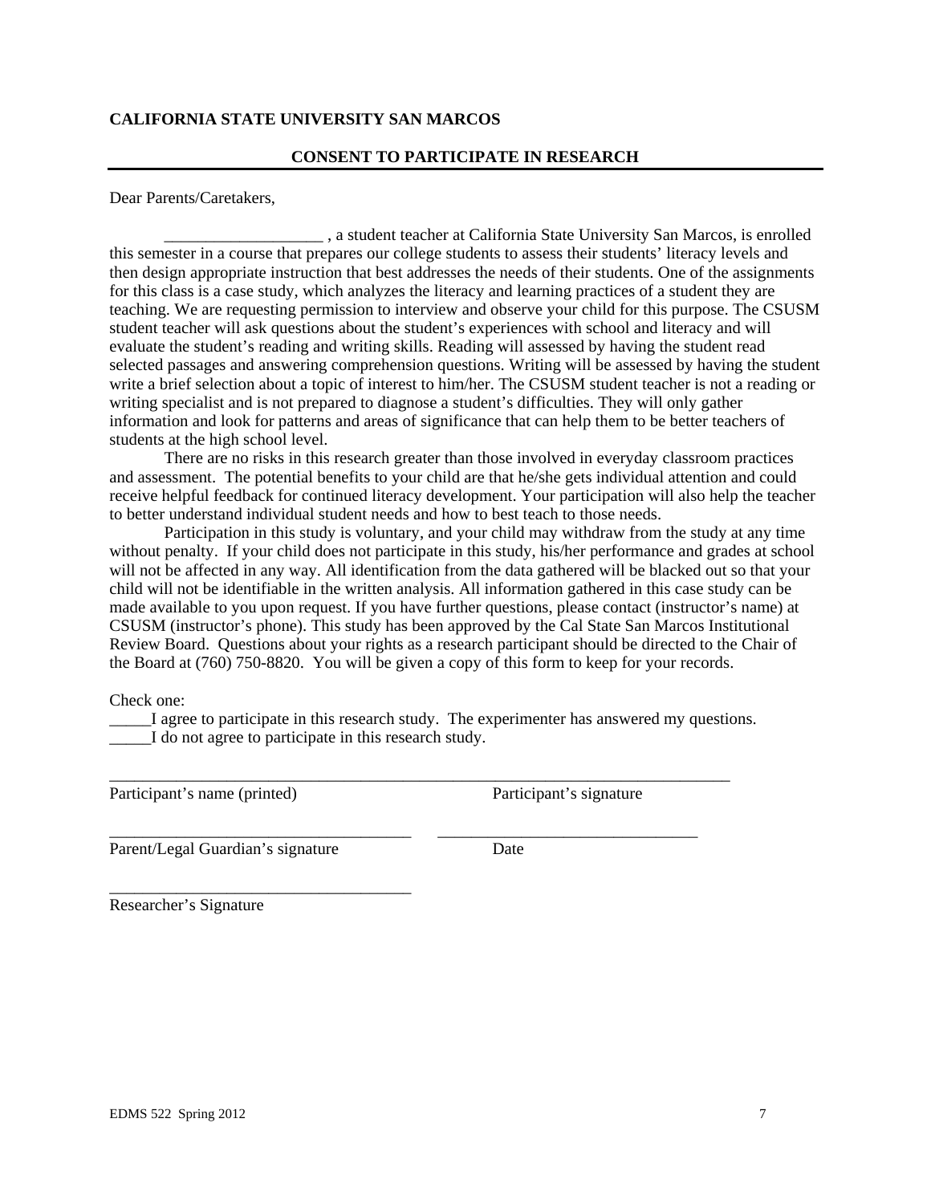**CALIFORNIA STATE UNIVERSITY SAN MARCOS**

**CONSENT TO PARTICIPATE IN RESEARCH**

---

Dear Parents/Caretakers,

___________________ , a student teacher at California State University San Marcos, is enrolled this semester in a course that prepares our college students to assess their students' literacy levels and then design appropriate instruction that best addresses the needs of their students. One of the assignments for this class is a case study, which analyzes the literacy and learning practices of a student they are teaching. We are requesting permission to interview and observe your child for this purpose. The CSUSM student teacher will ask questions about the student's experiences with school and literacy and will evaluate the student's reading and writing skills. Reading will assessed by having the student read selected passages and answering comprehension questions. Writing will be assessed by having the student write a brief selection about a topic of interest to him/her. The CSUSM student teacher is not a reading or writing specialist and is not prepared to diagnose a student's difficulties. They will only gather information and look for patterns and areas of significance that can help them to be better teachers of students at the high school level.

There are no risks in this research greater than those involved in everyday classroom practices and assessment. The potential benefits to your child are that he/she gets individual attention and could receive helpful feedback for continued literacy development. Your participation will also help the teacher to better understand individual student needs and how to best teach to those needs.

Participation in this study is voluntary, and your child may withdraw from the study at any time without penalty. If your child does not participate in this study, his/her performance and grades at school will not be affected in any way. All identification from the data gathered will be blacked out so that your child will not be identifiable in the written analysis. All information gathered in this case study can be made available to you upon request. If you have further questions, please contact (instructor's name) at CSUSM (instructor's phone). This study has been approved by the Cal State San Marcos Institutional Review Board. Questions about your rights as a research participant should be directed to the Chair of the Board at (760) 750-8820. You will be given a copy of this form to keep for your records.

Check one:

_____I agree to participate in this research study. The experimenter has answered my questions.

_____I do not agree to participate in this research study.

_______________________________________________________________________________

Participant's name (printed) Participant's signature

_____________________________________ _______________________________

Parent/Legal Guardian's signature Date

_____________________________________

Researcher's Signature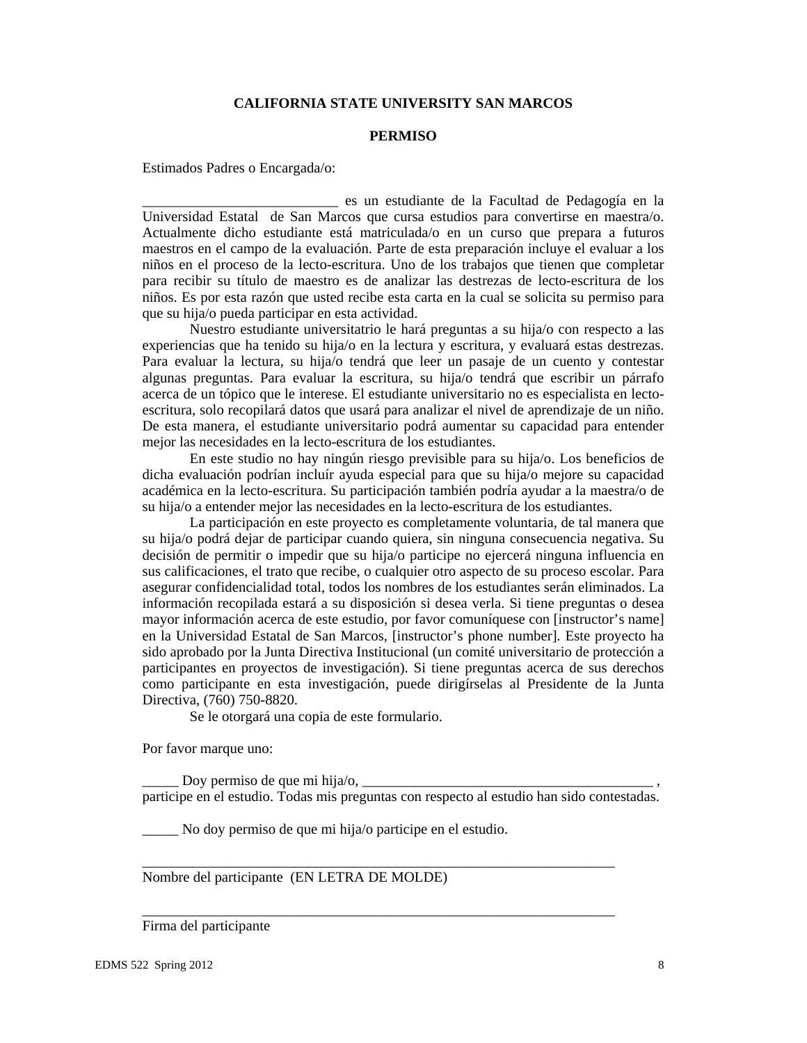**CALIFORNIA STATE UNIVERSITY SAN MARCOS**

**PERMISO**

Estimados Padres o Encargada/o:

___________________________ es un estudiante de la Facultad de Pedagogía en la Universidad Estatal de San Marcos que cursa estudios para convertirse en maestra/o. Actualmente dicho estudiante está matriculada/o en un curso que prepara a futuros maestros en el campo de la evaluación. Parte de esta preparación incluye el evaluar a los niños en el proceso de la lecto-escritura. Uno de los trabajos que tienen que completar para recibir su título de maestro es de analizar las destrezas de lecto-escritura de los niños. Es por esta razón que usted recibe esta carta en la cual se solicita su permiso para que su hija/o pueda participar en esta actividad.

Nuestro estudiante universitatrio le hará preguntas a su hija/o con respecto a las experiencias que ha tenido su hija/o en la lectura y escritura, y evaluará estas destrezas. Para evaluar la lectura, su hija/o tendrá que leer un pasaje de un cuento y contestar algunas preguntas. Para evaluar la escritura, su hija/o tendrá que escribir un párrafo acerca de un tópico que le interese. El estudiante universitario no es especialista en lecto-escritura, solo recopilará datos que usará para analizar el nivel de aprendizaje de un niño. De esta manera, el estudiante universitario podrá aumentar su capacidad para entender mejor las necesidades en la lecto-escritura de los estudiantes.

En este studio no hay ningún riesgo previsible para su hija/o. Los beneficios de dicha evaluación podrían incluír ayuda especial para que su hija/o mejore su capacidad académica en la lecto-escritura. Su participación también podría ayudar a la maestra/o de su hija/o a entender mejor las necesidades en la lecto-escritura de los estudiantes.

La participación en este proyecto es completamente voluntaria, de tal manera que su hija/o podrá dejar de participar cuando quiera, sin ninguna consecuencia negativa. Su decisión de permitir o impedir que su hija/o participe no ejercerá ninguna influencia en sus calificaciones, el trato que recibe, o cualquier otro aspecto de su proceso escolar. Para asegurar confidencialidad total, todos los nombres de los estudiantes serán eliminados. La información recopilada estará a su disposición si desea verla. Si tiene preguntas o desea mayor información acerca de este estudio, por favor comuníquese con [instructor's name] en la Universidad Estatal de San Marcos, [instructor's phone number]. Este proyecto ha sido aprobado por la Junta Directiva Institucional (un comité universitario de protección a participantes en proyectos de investigación). Si tiene preguntas acerca de sus derechos como participante en esta investigación, puede dirigírselas al Presidente de la Junta Directiva, (760) 750-8820.

Se le otorgará una copia de este formulario.

Por favor marque uno:

_____ Doy permiso de que mi hija/o, ________________________________________ , participe en el estudio. Todas mis preguntas con respecto al estudio han sido contestadas.

_____ No doy permiso de que mi hija/o participe en el estudio.

___________________________________________________________________
Nombre del participante (EN LETRA DE MOLDE)

___________________________________________________________________
Firma del participante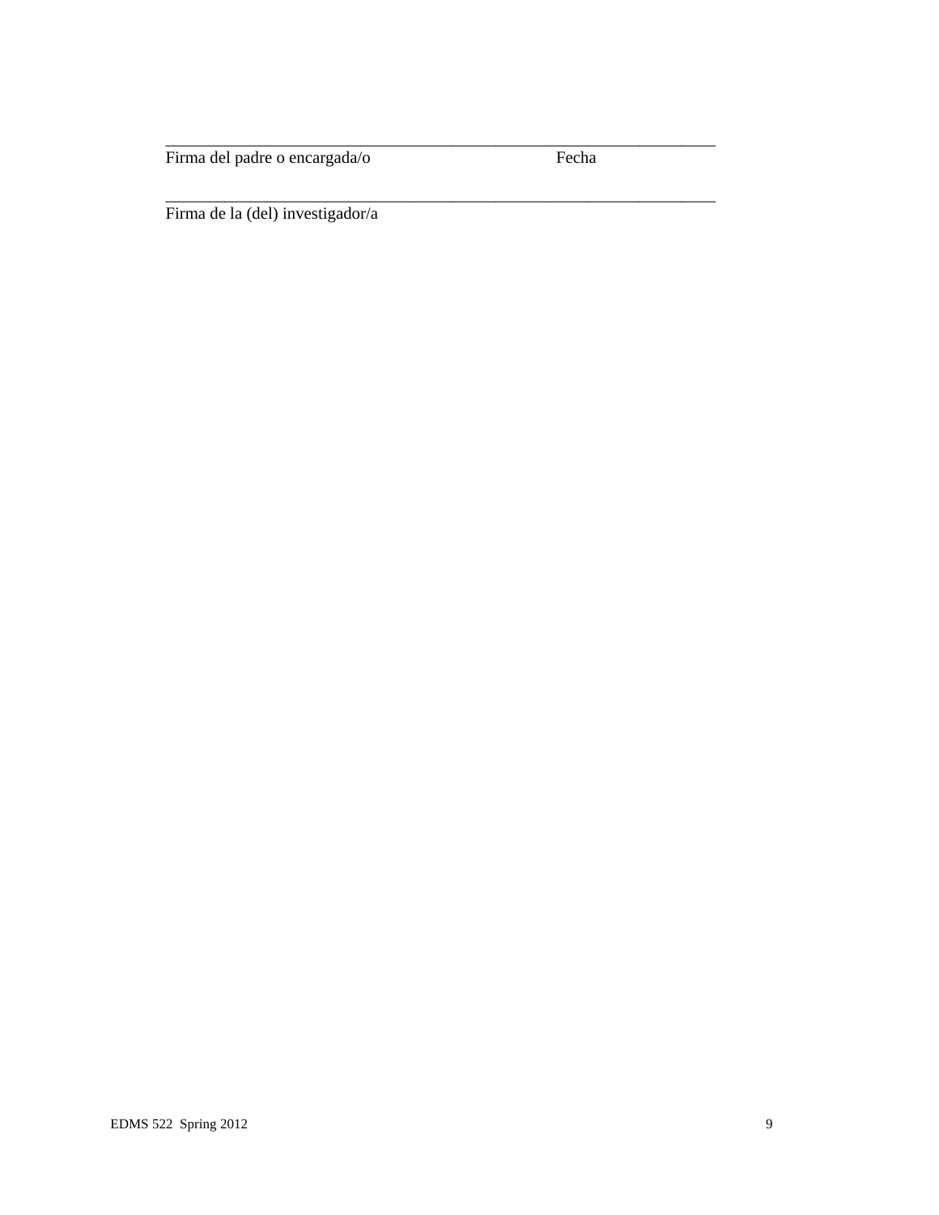\_\_\_\_\_\_\_\_\_\_\_\_\_\_\_\_\_\_\_\_\_\_\_\_\_\_\_\_\_\_\_\_\_\_\_\_\_\_\_\_\_\_\_\_\_\_\_\_\_\_\_\_\_\_\_\_\_\_\_\_\_\_\_\_\_\_\_\_

Firma del padre o encargada/o                                    Fecha

\_\_\_\_\_\_\_\_\_\_\_\_\_\_\_\_\_\_\_\_\_\_\_\_\_\_\_\_\_\_\_\_\_\_\_\_\_\_\_\_\_\_\_\_\_\_\_\_\_\_\_\_\_\_\_\_\_\_\_\_\_\_\_\_\_\_\_\_

Firma de la (del) investigador/a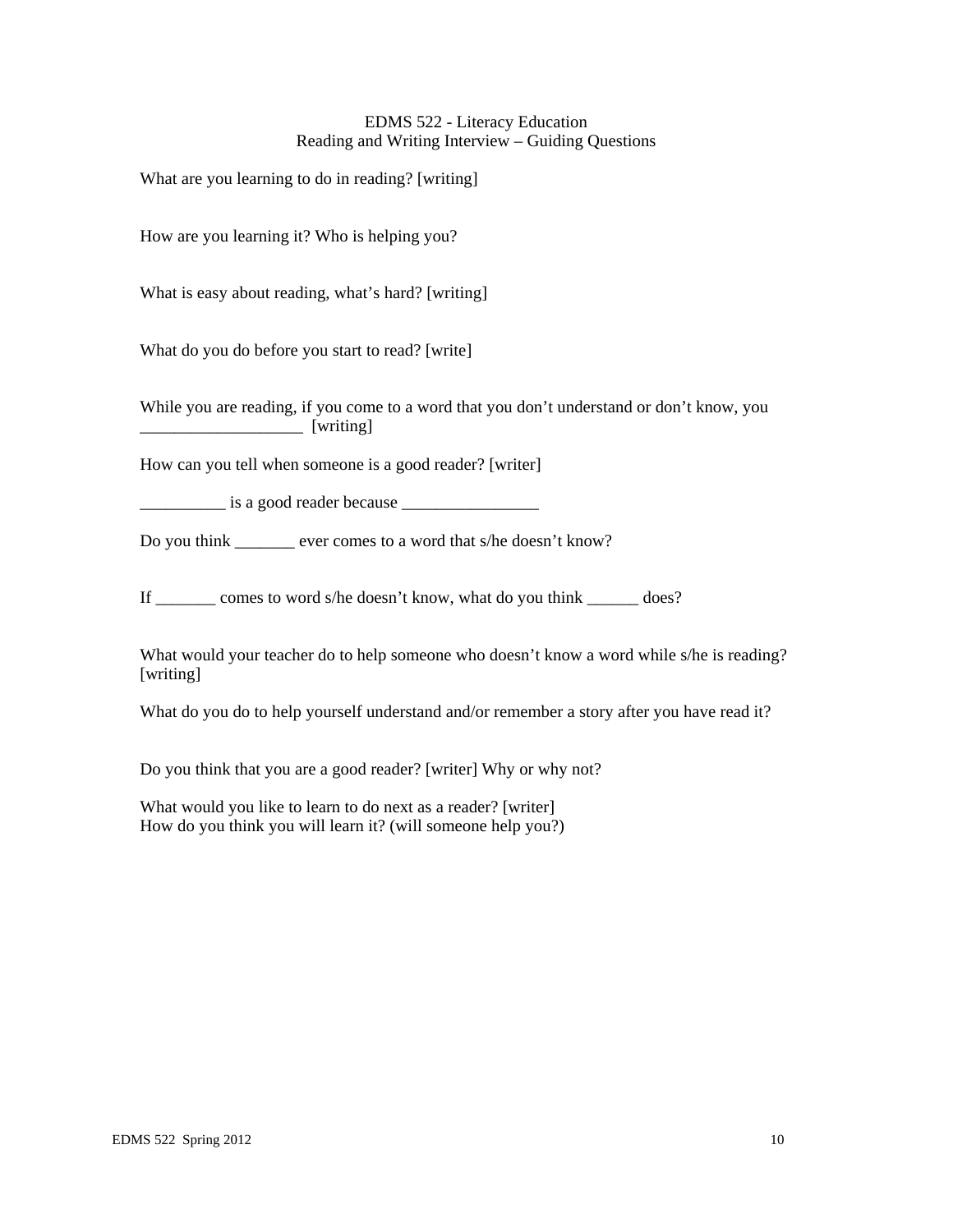# EDMS 522 - Literacy Education
## Reading and Writing Interview – Guiding Questions

What are you learning to do in reading? [writing]

How are you learning it? Who is helping you?

What is easy about reading, what's hard? [writing]

What do you do before you start to read? [write]

While you are reading, if you come to a word that you don't understand or don't know, you ___________________ [writing]

How can you tell when someone is a good reader? [writer]

__________ is a good reader because ________________

Do you think _______ ever comes to a word that s/he doesn't know?

If _______ comes to word s/he doesn't know, what do you think ______ does?

What would your teacher do to help someone who doesn't know a word while s/he is reading? [writing]

What do you do to help yourself understand and/or remember a story after you have read it?

Do you think that you are a good reader? [writer] Why or why not?

What would you like to learn to do next as a reader? [writer]
How do you think you will learn it? (will someone help you?)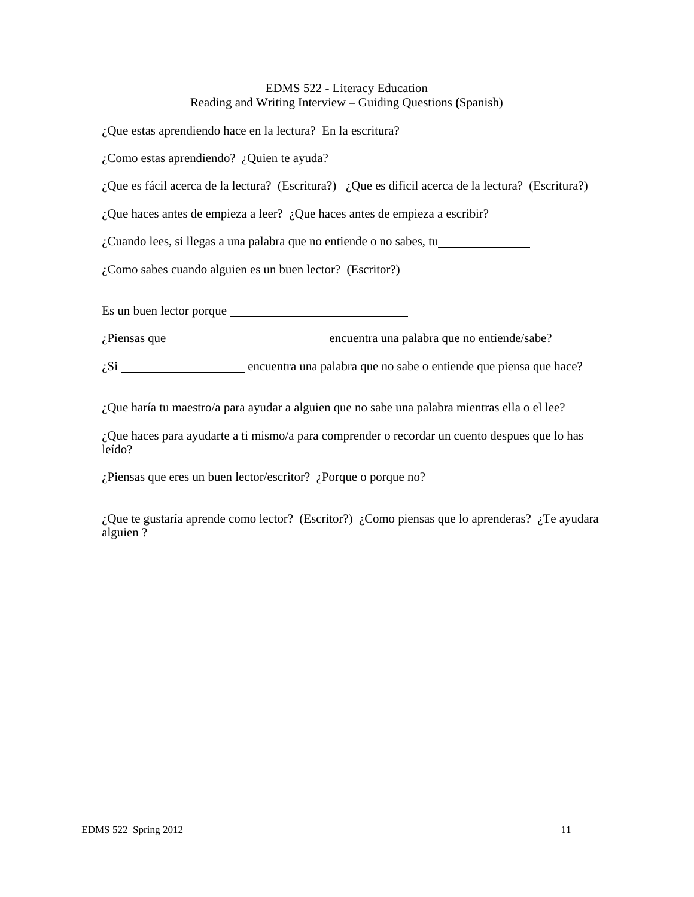EDMS 522 - Literacy Education
Reading and Writing Interview – Guiding Questions (Spanish)

¿Que estas aprendiendo hace en la lectura?  En la escritura?

¿Como estas aprendiendo?  ¿Quien te ayuda?

¿Que es fácil acerca de la lectura?  (Escritura?)   ¿Que es dificil acerca de la lectura?  (Escritura?)

¿Que haces antes de empieza a leer?  ¿Que haces antes de empieza a escribir?

¿Cuando lees, si llegas a una palabra que no entiende o no sabes, tu_______________

¿Como sabes cuando alguien es un buen lector?  (Escritor?)

Es un buen lector porque ______________________________

¿Piensas que __________________________ encuentra una palabra que no entiende/sabe?

¿Si _____________________ encuentra una palabra que no sabe o entiende que piensa que hace?

¿Que haría tu maestro/a para ayudar a alguien que no sabe una palabra mientras ella o el lee?

¿Que haces para ayudarte a ti mismo/a para comprender o recordar un cuento despues que lo has leído?

¿Piensas que eres un buen lector/escritor?  ¿Porque o porque no?

¿Que te gustaría aprende como lector?  (Escritor?)  ¿Como piensas que lo aprenderas?  ¿Te ayudara alguien ?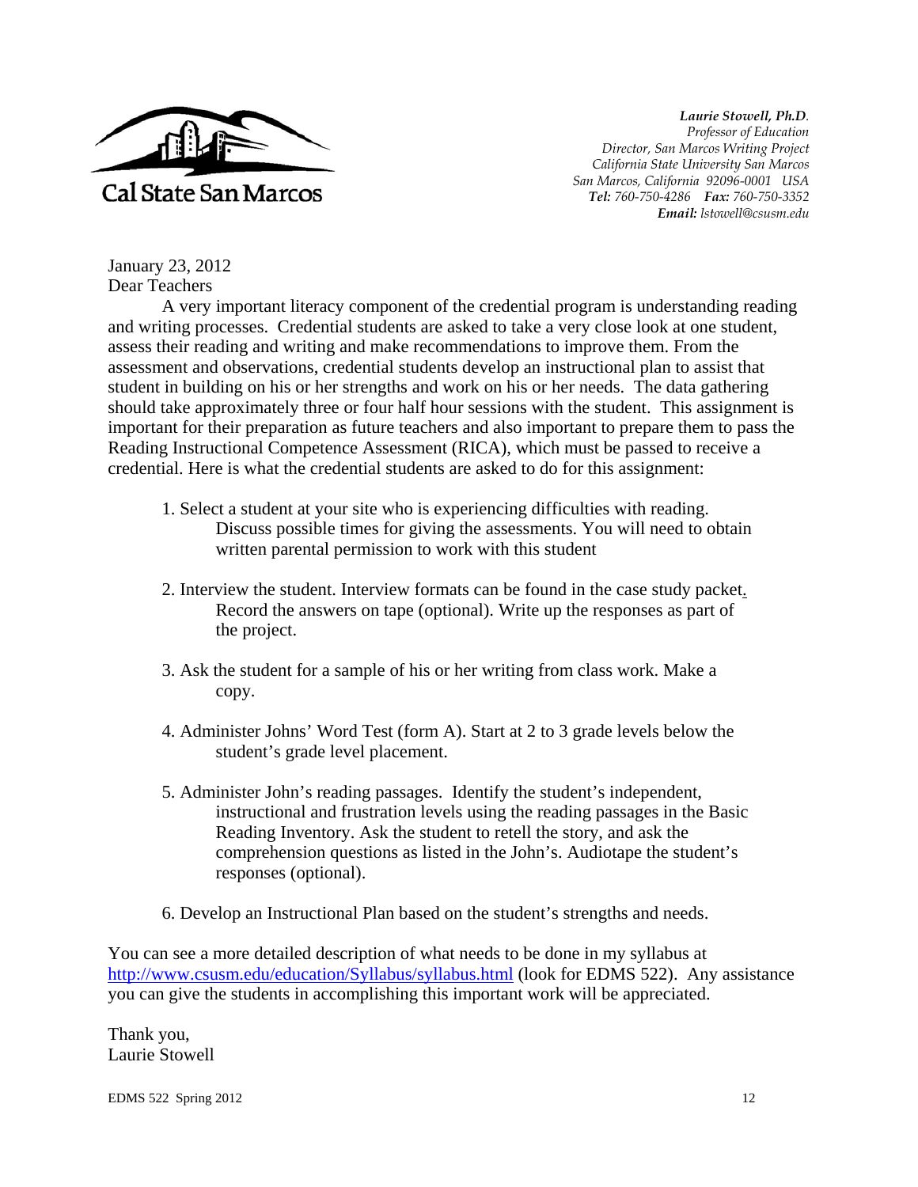Cal State San Marcos

***Laurie Stowell, Ph.D.***
*Professor of Education*
*Director, San Marcos Writing Project*
*California State University San Marcos*
*San Marcos, California 92096-0001 USA*
***Tel:*** *760-750-4286* ***Fax:*** *760-750-3352*
***Email:*** *lstowell@csusm.edu*

January 23, 2012
Dear Teachers

A very important literacy component of the credential program is understanding reading and writing processes. Credential students are asked to take a very close look at one student, assess their reading and writing and make recommendations to improve them. From the assessment and observations, credential students develop an instructional plan to assist that student in building on his or her strengths and work on his or her needs. The data gathering should take approximately three or four half hour sessions with the student. This assignment is important for their preparation as future teachers and also important to prepare them to pass the Reading Instructional Competence Assessment (RICA), which must be passed to receive a credential. Here is what the credential students are asked to do for this assignment:

1. Select a student at your site who is experiencing difficulties with reading. Discuss possible times for giving the assessments. You will need to obtain written parental permission to work with this student

2. Interview the student. Interview formats can be found in the case study packet. Record the answers on tape (optional). Write up the responses as part of the project.

3. Ask the student for a sample of his or her writing from class work. Make a copy.

4. Administer Johns' Word Test (form A). Start at 2 to 3 grade levels below the student's grade level placement.

5. Administer John's reading passages. Identify the student's independent, instructional and frustration levels using the reading passages in the Basic Reading Inventory. Ask the student to retell the story, and ask the comprehension questions as listed in the John's. Audiotape the student's responses (optional).

6. Develop an Instructional Plan based on the student's strengths and needs.

You can see a more detailed description of what needs to be done in my syllabus at http://www.csusm.edu/education/Syllabus/syllabus.html (look for EDMS 522). Any assistance you can give the students in accomplishing this important work will be appreciated.

Thank you,
Laurie Stowell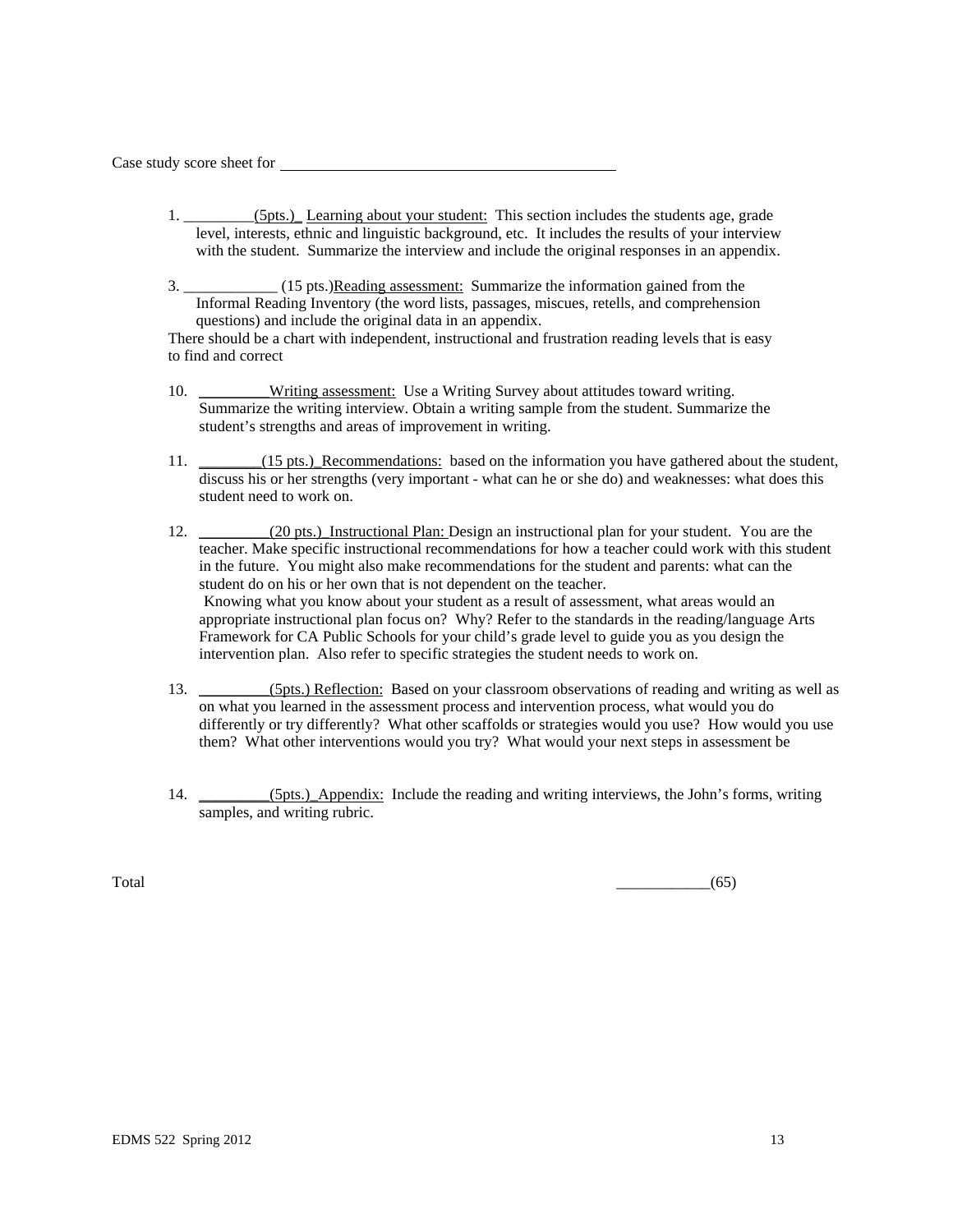Case study score sheet for ___________________________________________

1. _________(5pts.)_ Learning about your student: This section includes the students age, grade level, interests, ethnic and linguistic background, etc. It includes the results of your interview with the student. Summarize the interview and include the original responses in an appendix.

3. ____________ (15 pts.)Reading assessment: Summarize the information gained from the Informal Reading Inventory (the word lists, passages, miscues, retells, and comprehension questions) and include the original data in an appendix.

There should be a chart with independent, instructional and frustration reading levels that is easy to find and correct

10. _________Writing assessment: Use a Writing Survey about attitudes toward writing. Summarize the writing interview. Obtain a writing sample from the student. Summarize the student's strengths and areas of improvement in writing.

11. ________(15 pts.)_Recommendations: based on the information you have gathered about the student, discuss his or her strengths (very important - what can he or she do) and weaknesses: what does this student need to work on.

12. _________(20 pts.)_Instructional Plan: Design an instructional plan for your student. You are the teacher. Make specific instructional recommendations for how a teacher could work with this student in the future. You might also make recommendations for the student and parents: what can the student do on his or her own that is not dependent on the teacher.
Knowing what you know about your student as a result of assessment, what areas would an appropriate instructional plan focus on? Why? Refer to the standards in the reading/language Arts Framework for CA Public Schools for your child's grade level to guide you as you design the intervention plan. Also refer to specific strategies the student needs to work on.

13. _________(5pts.) Reflection: Based on your classroom observations of reading and writing as well as on what you learned in the assessment process and intervention process, what would you do differently or try differently? What other scaffolds or strategies would you use? How would you use them? What other interventions would you try? What would your next steps in assessment be

14. _________(5pts.)_Appendix: Include the reading and writing interviews, the John's forms, writing samples, and writing rubric.

Total ____________(65)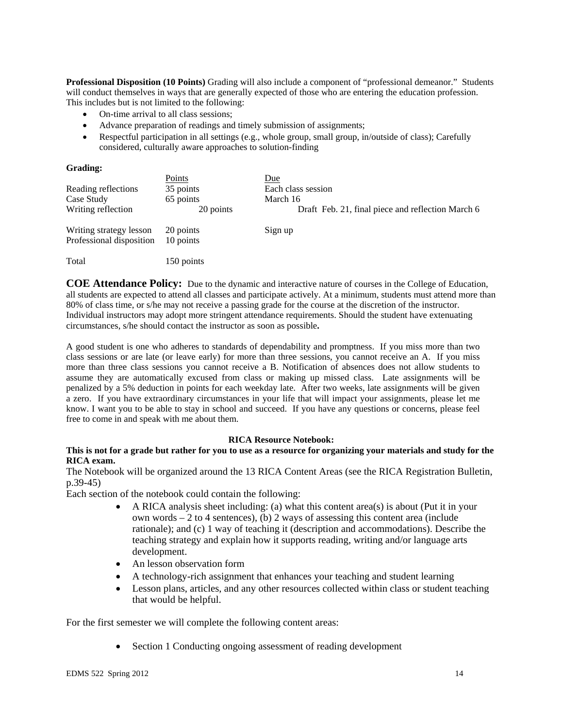**Professional Disposition (10 Points)** Grading will also include a component of "professional demeanor." Students will conduct themselves in ways that are generally expected of those who are entering the education profession. This includes but is not limited to the following:

- On-time arrival to all class sessions;
- Advance preparation of readings and timely submission of assignments;
- Respectful participation in all settings (e.g., whole group, small group, in/outside of class); Carefully considered, culturally aware approaches to solution-finding

**Grading:**

| | Points | Due |
|---|---|---|
| Reading reflections | 35 points | Each class session |
| Case Study | 65 points | March 16 |
| Writing reflection | 20 points | Draft Feb. 21, final piece and reflection March 6 |
| Writing strategy lesson | 20 points | Sign up |
| Professional disposition | 10 points | |
| Total | 150 points | |

**COE Attendance Policy:** Due to the dynamic and interactive nature of courses in the College of Education, all students are expected to attend all classes and participate actively. At a minimum, students must attend more than 80% of class time, or s/he may not receive a passing grade for the course at the discretion of the instructor. Individual instructors may adopt more stringent attendance requirements. Should the student have extenuating circumstances, s/he should contact the instructor as soon as possible**.**

A good student is one who adheres to standards of dependability and promptness. If you miss more than two class sessions or are late (or leave early) for more than three sessions, you cannot receive an A. If you miss more than three class sessions you cannot receive a B. Notification of absences does not allow students to assume they are automatically excused from class or making up missed class. Late assignments will be penalized by a 5% deduction in points for each weekday late. After two weeks, late assignments will be given a zero. If you have extraordinary circumstances in your life that will impact your assignments, please let me know. I want you to be able to stay in school and succeed. If you have any questions or concerns, please feel free to come in and speak with me about them.

**RICA Resource Notebook:**

**This is not for a grade but rather for you to use as a resource for organizing your materials and study for the RICA exam.**

The Notebook will be organized around the 13 RICA Content Areas (see the RICA Registration Bulletin, p.39-45)

Each section of the notebook could contain the following:

- A RICA analysis sheet including: (a) what this content area(s) is about (Put it in your own words – 2 to 4 sentences), (b) 2 ways of assessing this content area (include rationale); and (c) 1 way of teaching it (description and accommodations). Describe the teaching strategy and explain how it supports reading, writing and/or language arts development.
- An lesson observation form
- A technology-rich assignment that enhances your teaching and student learning
- Lesson plans, articles, and any other resources collected within class or student teaching that would be helpful.

For the first semester we will complete the following content areas:

- Section 1 Conducting ongoing assessment of reading development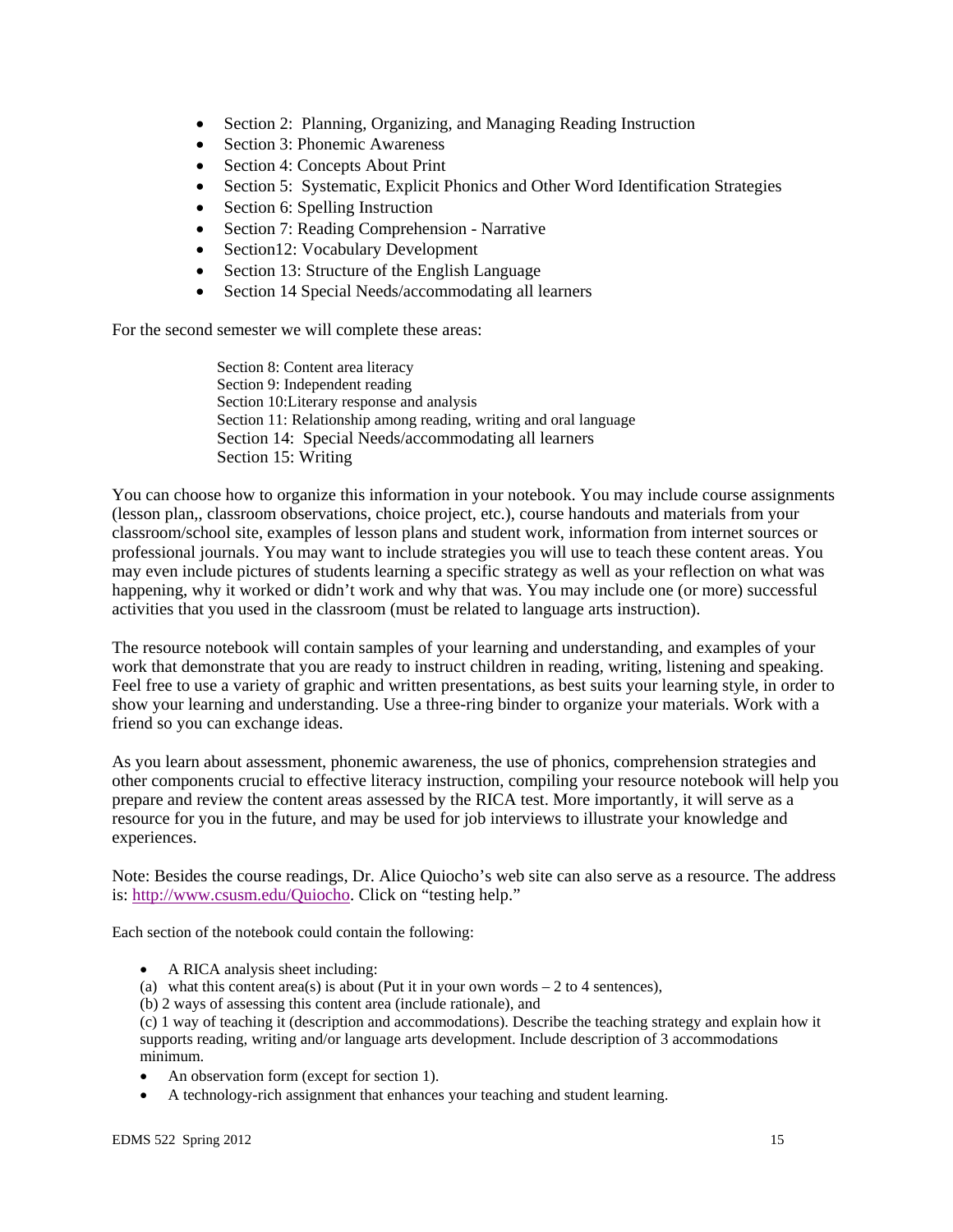- Section 2: Planning, Organizing, and Managing Reading Instruction
- Section 3: Phonemic Awareness
- Section 4: Concepts About Print
- Section 5: Systematic, Explicit Phonics and Other Word Identification Strategies
- Section 6: Spelling Instruction
- Section 7: Reading Comprehension - Narrative
- Section12: Vocabulary Development
- Section 13: Structure of the English Language
- Section 14 Special Needs/accommodating all learners

For the second semester we will complete these areas:

Section 8: Content area literacy
Section 9: Independent reading
Section 10:Literary response and analysis
Section 11: Relationship among reading, writing and oral language
Section 14: Special Needs/accommodating all learners
Section 15: Writing

You can choose how to organize this information in your notebook. You may include course assignments (lesson plan,, classroom observations, choice project, etc.), course handouts and materials from your classroom/school site, examples of lesson plans and student work, information from internet sources or professional journals. You may want to include strategies you will use to teach these content areas. You may even include pictures of students learning a specific strategy as well as your reflection on what was happening, why it worked or didn't work and why that was. You may include one (or more) successful activities that you used in the classroom (must be related to language arts instruction).

The resource notebook will contain samples of your learning and understanding, and examples of your work that demonstrate that you are ready to instruct children in reading, writing, listening and speaking. Feel free to use a variety of graphic and written presentations, as best suits your learning style, in order to show your learning and understanding. Use a three-ring binder to organize your materials. Work with a friend so you can exchange ideas.

As you learn about assessment, phonemic awareness, the use of phonics, comprehension strategies and other components crucial to effective literacy instruction, compiling your resource notebook will help you prepare and review the content areas assessed by the RICA test. More importantly, it will serve as a resource for you in the future, and may be used for job interviews to illustrate your knowledge and experiences.

Note: Besides the course readings, Dr. Alice Quiocho's web site can also serve as a resource. The address is: http://www.csusm.edu/Quiocho. Click on "testing help."

Each section of the notebook could contain the following:

- A RICA analysis sheet including:

(a) what this content area(s) is about (Put it in your own words – 2 to 4 sentences),
(b) 2 ways of assessing this content area (include rationale), and
(c) 1 way of teaching it (description and accommodations). Describe the teaching strategy and explain how it supports reading, writing and/or language arts development. Include description of 3 accommodations minimum.

- An observation form (except for section 1).
- A technology-rich assignment that enhances your teaching and student learning.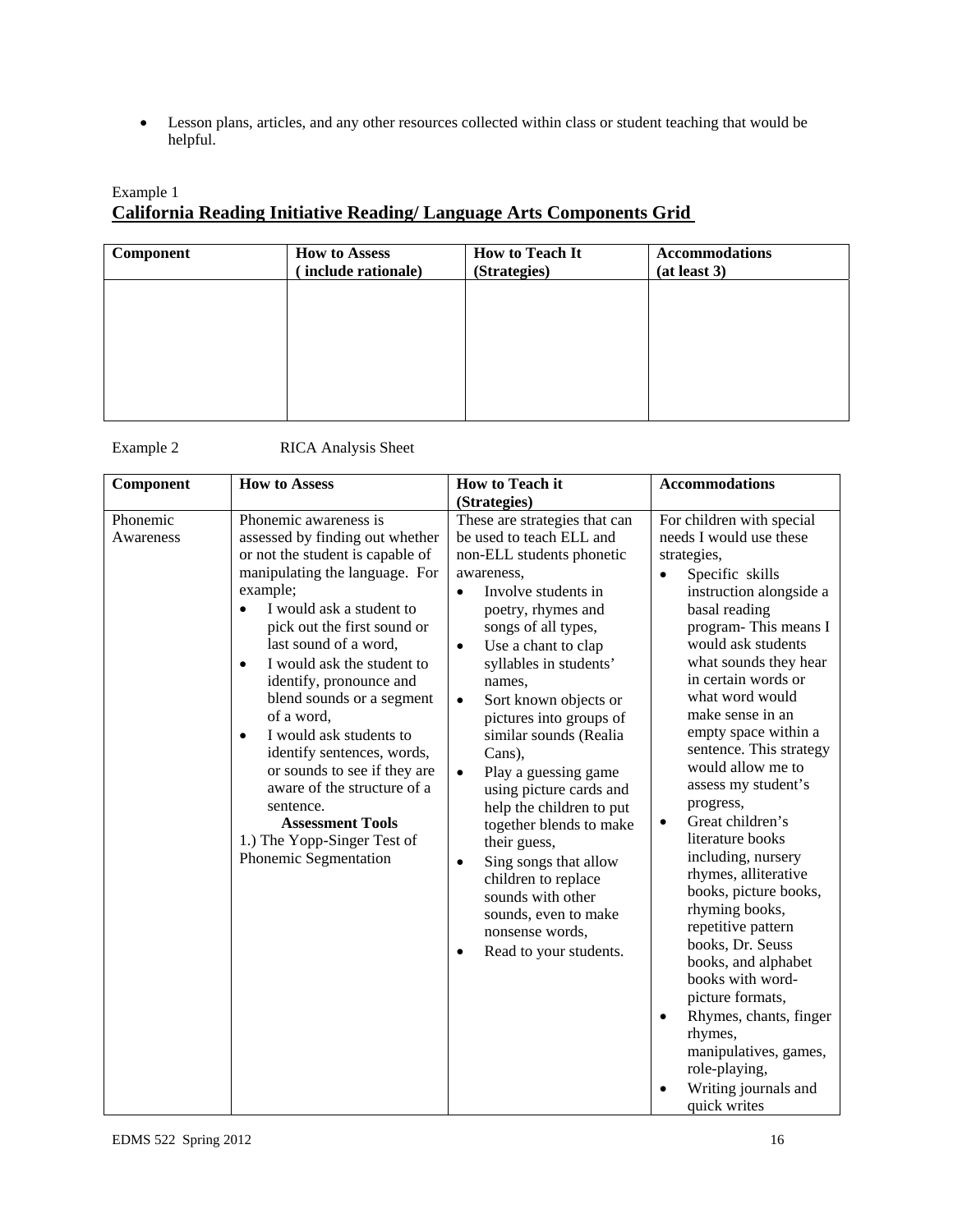- Lesson plans, articles, and any other resources collected within class or student teaching that would be helpful.

Example 1

## California Reading Initiative Reading/ Language Arts Components Grid

| Component | How to Assess ( include rationale) | How to Teach It (Strategies) | Accommodations (at least 3) |
|---|---|---|---|
| | | | |

Example 2 RICA Analysis Sheet

| Component | How to Assess | How to Teach it (Strategies) | Accommodations |
|---|---|---|---|
| Phonemic Awareness | Phonemic awareness is assessed by finding out whether or not the student is capable of manipulating the language. For example;<br>• I would ask a student to pick out the first sound or last sound of a word,<br>• I would ask the student to identify, pronounce and blend sounds or a segment of a word,<br>• I would ask students to identify sentences, words, or sounds to see if they are aware of the structure of a sentence.<br>**Assessment Tools**<br>1.) The Yopp-Singer Test of Phonemic Segmentation | These are strategies that can be used to teach ELL and non-ELL students phonetic awareness,<br>• Involve students in poetry, rhymes and songs of all types,<br>• Use a chant to clap syllables in students' names,<br>• Sort known objects or pictures into groups of similar sounds (Realia Cans),<br>• Play a guessing game using picture cards and help the children to put together blends to make their guess,<br>• Sing songs that allow children to replace sounds with other sounds, even to make nonsense words,<br>• Read to your students. | For children with special needs I would use these strategies,<br>• Specific skills instruction alongside a basal reading program- This means I would ask students what sounds they hear in certain words or what word would make sense in an empty space within a sentence. This strategy would allow me to assess my student's progress,<br>• Great children's literature books including, nursery rhymes, alliterative books, picture books, rhyming books, repetitive pattern books, Dr. Seuss books, and alphabet books with word-picture formats,<br>• Rhymes, chants, finger rhymes, manipulatives, games, role-playing,<br>• Writing journals and quick writes |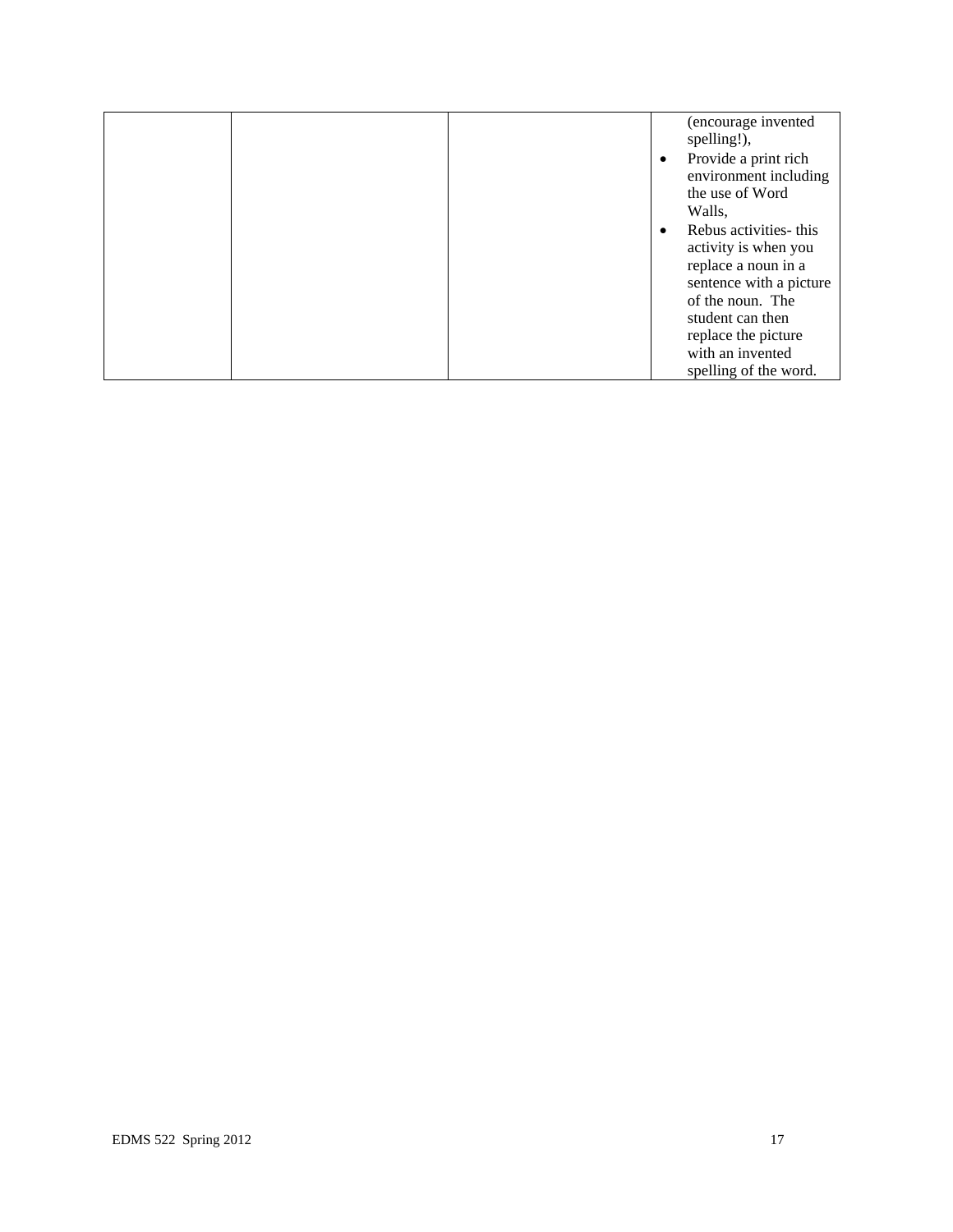|  |  |  | (encourage invented spelling!),<br>• Provide a print rich environment including the use of Word Walls,<br>• Rebus activities- this activity is when you replace a noun in a sentence with a picture of the noun. The student can then replace the picture with an invented spelling of the word. |
|---|---|---|---|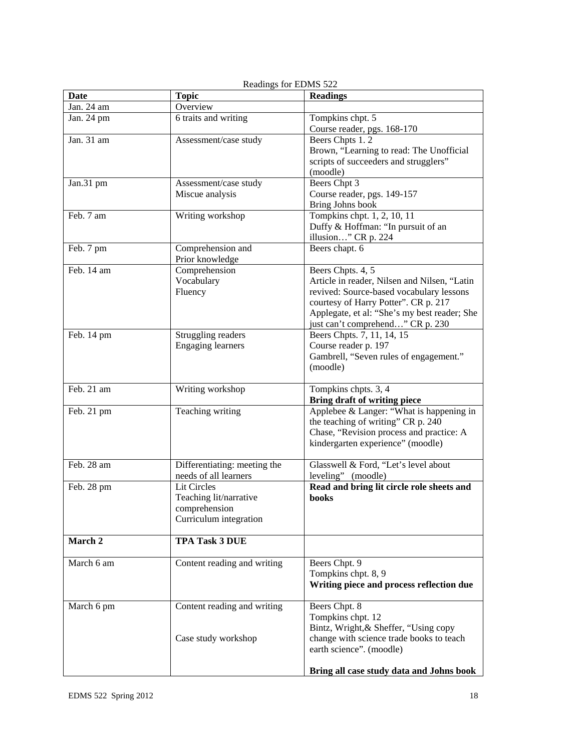Readings for EDMS 522

| Date | Topic | Readings |
|---|---|---|
| Jan. 24 am | Overview | |
| Jan. 24 pm | 6 traits and writing | Tompkins chpt. 5<br>Course reader, pgs. 168-170 |
| Jan. 31 am | Assessment/case study | Beers Chpts 1. 2<br>Brown, "Learning to read: The Unofficial scripts of succeeders and strugglers" (moodle) |
| Jan.31 pm | Assessment/case study<br>Miscue analysis | Beers Chpt 3<br>Course reader, pgs. 149-157<br>Bring Johns book |
| Feb. 7 am | Writing workshop | Tompkins chpt. 1, 2, 10, 11<br>Duffy & Hoffman: "In pursuit of an illusion…" CR p. 224 |
| Feb. 7 pm | Comprehension and Prior knowledge | Beers chapt. 6 |
| Feb. 14 am | Comprehension<br>Vocabulary<br>Fluency | Beers Chpts. 4, 5<br>Article in reader, Nilsen and Nilsen, "Latin revived: Source-based vocabulary lessons courtesy of Harry Potter". CR p. 217<br>Applegate, et al: "She's my best reader; She just can't comprehend…" CR p. 230 |
| Feb. 14 pm | Struggling readers<br>Engaging learners | Beers Chpts. 7, 11, 14, 15<br>Course reader p. 197<br>Gambrell, "Seven rules of engagement." (moodle) |
| Feb. 21 am | Writing workshop | Tompkins chpts. 3, 4<br>**Bring draft of writing piece** |
| Feb. 21 pm | Teaching writing | Applebee & Langer: "What is happening in the teaching of writing" CR p. 240<br>Chase, "Revision process and practice: A kindergarten experience" (moodle) |
| Feb. 28 am | Differentiating: meeting the needs of all learners | Glasswell & Ford, "Let's level about leveling" (moodle) |
| Feb. 28 pm | Lit Circles<br>Teaching lit/narrative comprehension<br>Curriculum integration | **Read and bring lit circle role sheets and books** |
| **March 2** | **TPA Task 3 DUE** | |
| March 6 am | Content reading and writing | Beers Chpt. 9<br>Tompkins chpt. 8, 9<br>**Writing piece and process reflection due** |
| March 6 pm | Content reading and writing<br><br>Case study workshop | Beers Chpt. 8<br>Tompkins chpt. 12<br>Bintz, Wright,& Sheffer, "Using copy change with science trade books to teach earth science". (moodle)<br><br>**Bring all case study data and Johns book** |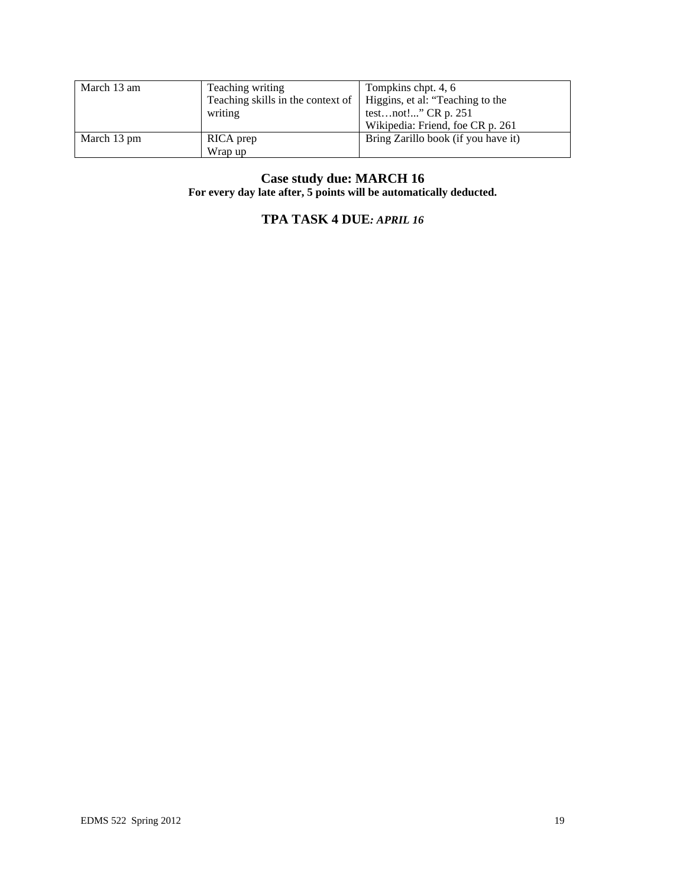| | | |
|---|---|---|
| March 13 am | Teaching writing<br>Teaching skills in the context of writing | Tompkins chpt. 4, 6<br>Higgins, et al: "Teaching to the test…not!..." CR p. 251<br>Wikipedia: Friend, foe CR p. 261 |
| March 13 pm | RICA prep<br>Wrap up | Bring Zarillo book (if you have it) |

## Case study due: MARCH 16

**For every day late after, 5 points will be automatically deducted.**

## TPA TASK 4 DUE*: APRIL 16*